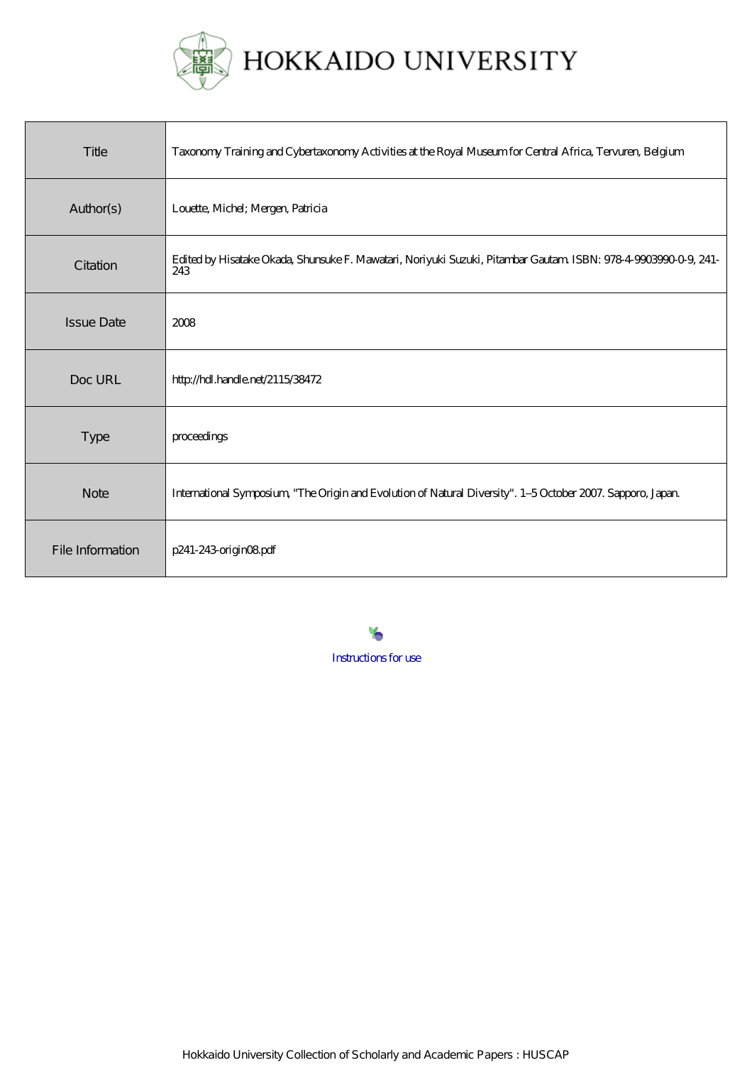HOKKAIDO UNIVERSITY

| Title | Taxonomy Training and Cybertaxonomy Activities at the Royal Museum for Central Africa, Tervuren, Belgium |
| --- | --- |
| Author(s) | Louette, Michel; Mergen, Patricia |
| Citation | Edited by Hisatake Okada, Shunsuke F. Mawatari, Noriyuki Suzuki, Pitambar Gautam. ISBN: 978-4-9903990-0-9, 241-243 |
| Issue Date | 2008 |
| Doc URL | http://hdl.handle.net/2115/38472 |
| Type | proceedings |
| Note | International Symposium, "The Origin and Evolution of Natural Diversity". 1–5 October 2007. Sapporo, Japan. |
| File Information | p241-243-origin08.pdf |

Instructions for use

Hokkaido University Collection of Scholarly and Academic Papers : HUSCAP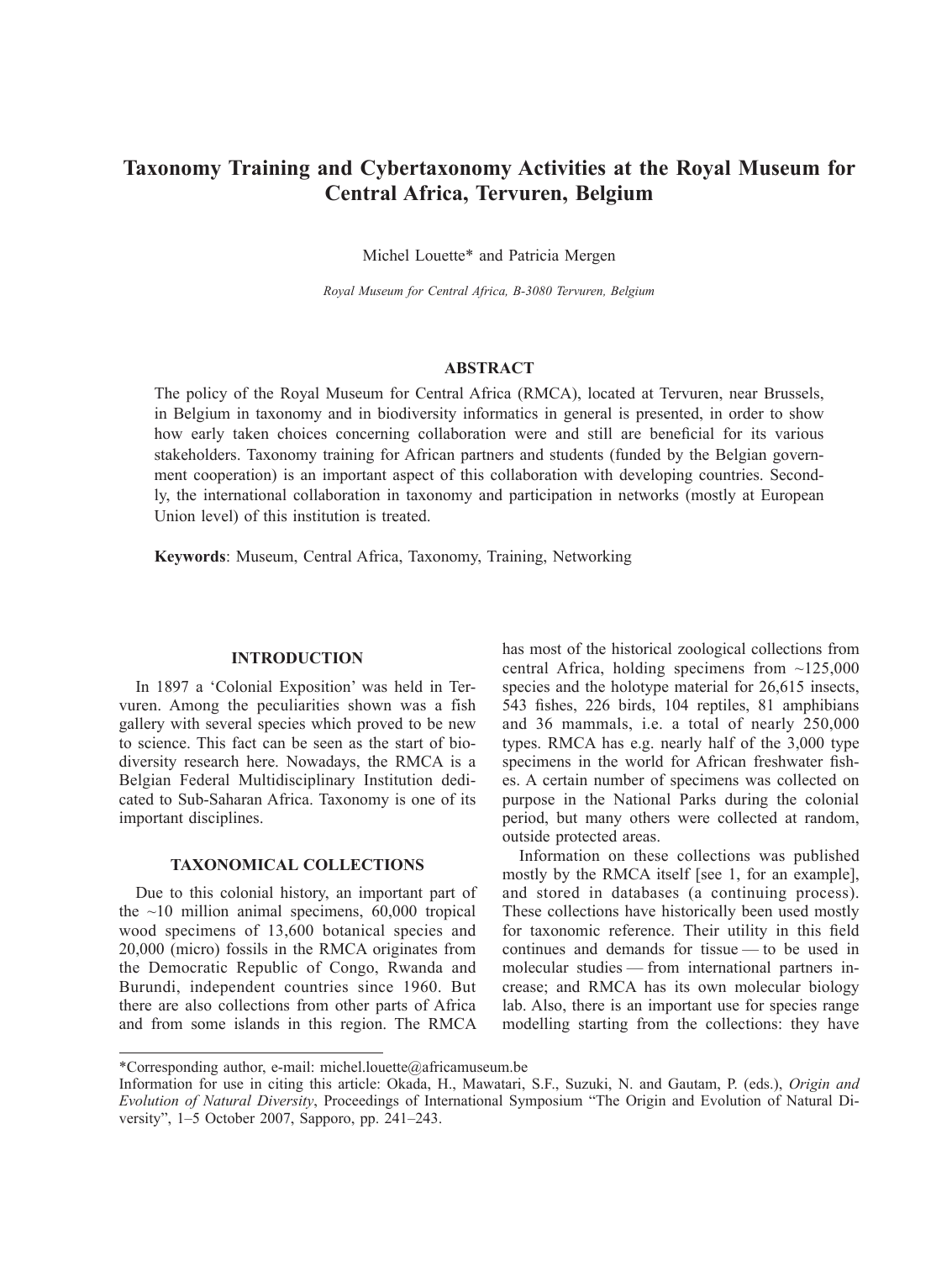# Taxonomy Training and Cybertaxonomy Activities at the Royal Museum for Central Africa, Tervuren, Belgium

Michel Louette* and Patricia Mergen

*Royal Museum for Central Africa, B-3080 Tervuren, Belgium*

## ABSTRACT

The policy of the Royal Museum for Central Africa (RMCA), located at Tervuren, near Brussels, in Belgium in taxonomy and in biodiversity informatics in general is presented, in order to show how early taken choices concerning collaboration were and still are beneficial for its various stakeholders. Taxonomy training for African partners and students (funded by the Belgian government cooperation) is an important aspect of this collaboration with developing countries. Secondly, the international collaboration in taxonomy and participation in networks (mostly at European Union level) of this institution is treated.

**Keywords**: Museum, Central Africa, Taxonomy, Training, Networking

## INTRODUCTION

In 1897 a 'Colonial Exposition' was held in Tervuren. Among the peculiarities shown was a fish gallery with several species which proved to be new to science. This fact can be seen as the start of biodiversity research here. Nowadays, the RMCA is a Belgian Federal Multidisciplinary Institution dedicated to Sub-Saharan Africa. Taxonomy is one of its important disciplines.

## TAXONOMICAL COLLECTIONS

Due to this colonial history, an important part of the ~10 million animal specimens, 60,000 tropical wood specimens of 13,600 botanical species and 20,000 (micro) fossils in the RMCA originates from the Democratic Republic of Congo, Rwanda and Burundi, independent countries since 1960. But there are also collections from other parts of Africa and from some islands in this region. The RMCA has most of the historical zoological collections from central Africa, holding specimens from ~125,000 species and the holotype material for 26,615 insects, 543 fishes, 226 birds, 104 reptiles, 81 amphibians and 36 mammals, i.e. a total of nearly 250,000 types. RMCA has e.g. nearly half of the 3,000 type specimens in the world for African freshwater fishes. A certain number of specimens was collected on purpose in the National Parks during the colonial period, but many others were collected at random, outside protected areas.

Information on these collections was published mostly by the RMCA itself [see 1, for an example], and stored in databases (a continuing process). These collections have historically been used mostly for taxonomic reference. Their utility in this field continues and demands for tissue — to be used in molecular studies — from international partners increase; and RMCA has its own molecular biology lab. Also, there is an important use for species range modelling starting from the collections: they have

---

*Corresponding author, e-mail: michel.louette@africamuseum.be

Information for use in citing this article: Okada, H., Mawatari, S.F., Suzuki, N. and Gautam, P. (eds.), *Origin and Evolution of Natural Diversity*, Proceedings of International Symposium "The Origin and Evolution of Natural Diversity", 1–5 October 2007, Sapporo, pp. 241–243.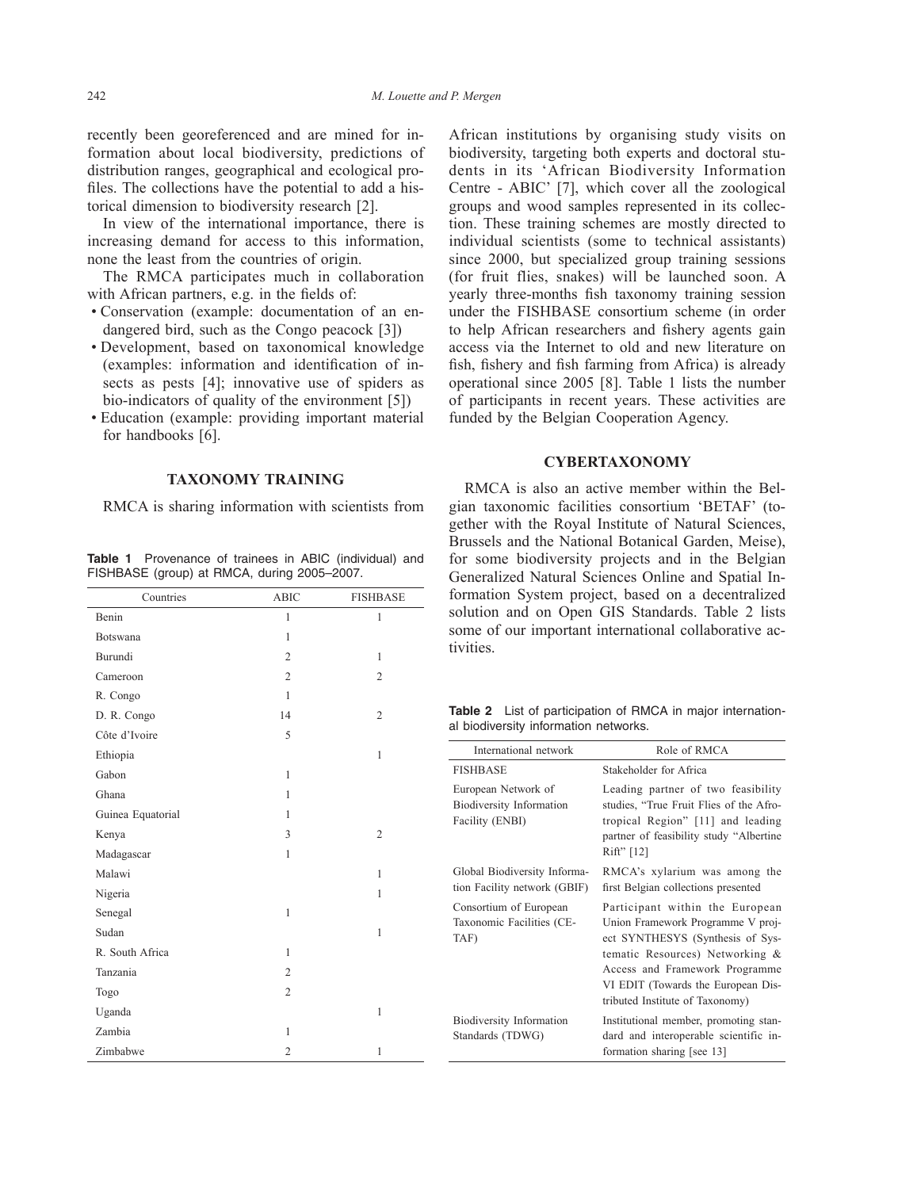recently been georeferenced and are mined for information about local biodiversity, predictions of distribution ranges, geographical and ecological profiles. The collections have the potential to add a historical dimension to biodiversity research [2].

In view of the international importance, there is increasing demand for access to this information, none the least from the countries of origin.

The RMCA participates much in collaboration with African partners, e.g. in the fields of:

- Conservation (example: documentation of an endangered bird, such as the Congo peacock [3])
- Development, based on taxonomical knowledge (examples: information and identification of insects as pests [4]; innovative use of spiders as bio-indicators of quality of the environment [5])
- Education (example: providing important material for handbooks [6].

## TAXONOMY TRAINING

RMCA is sharing information with scientists from African institutions by organising study visits on biodiversity, targeting both experts and doctoral students in its 'African Biodiversity Information Centre - ABIC' [7], which cover all the zoological groups and wood samples represented in its collection. These training schemes are mostly directed to individual scientists (some to technical assistants) since 2000, but specialized group training sessions (for fruit flies, snakes) will be launched soon. A yearly three-months fish taxonomy training session under the FISHBASE consortium scheme (in order to help African researchers and fishery agents gain access via the Internet to old and new literature on fish, fishery and fish farming from Africa) is already operational since 2005 [8]. Table 1 lists the number of participants in recent years. These activities are funded by the Belgian Cooperation Agency.

**Table 1** Provenance of trainees in ABIC (individual) and FISHBASE (group) at RMCA, during 2005–2007.

| Countries | ABIC | FISHBASE |
|---|---|---|
| Benin | 1 | 1 |
| Botswana | 1 | |
| Burundi | 2 | 1 |
| Cameroon | 2 | 2 |
| R. Congo | 1 | |
| D. R. Congo | 14 | 2 |
| Côte d'Ivoire | 5 | |
| Ethiopia | | 1 |
| Gabon | 1 | |
| Ghana | 1 | |
| Guinea Equatorial | 1 | |
| Kenya | 3 | 2 |
| Madagascar | 1 | |
| Malawi | | 1 |
| Nigeria | | 1 |
| Senegal | 1 | |
| Sudan | | 1 |
| R. South Africa | 1 | |
| Tanzania | 2 | |
| Togo | 2 | |
| Uganda | | 1 |
| Zambia | 1 | |
| Zimbabwe | 2 | 1 |

## CYBERTAXONOMY

RMCA is also an active member within the Belgian taxonomic facilities consortium 'BETAF' (together with the Royal Institute of Natural Sciences, Brussels and the National Botanical Garden, Meise), for some biodiversity projects and in the Belgian Generalized Natural Sciences Online and Spatial Information System project, based on a decentralized solution and on Open GIS Standards. Table 2 lists some of our important international collaborative activities.

**Table 2** List of participation of RMCA in major international biodiversity information networks.

| International network | Role of RMCA |
|---|---|
| FISHBASE | Stakeholder for Africa |
| European Network of Biodiversity Information Facility (ENBI) | Leading partner of two feasibility studies, "True Fruit Flies of the Afrotropical Region" [11] and leading partner of feasibility study "Albertine Rift" [12] |
| Global Biodiversity Information Facility network (GBIF) | RMCA's xylarium was among the first Belgian collections presented |
| Consortium of European Taxonomic Facilities (CETAF) | Participant within the European Union Framework Programme V project SYNTHESYS (Synthesis of Systematic Resources) Networking & Access and Framework Programme VI EDIT (Towards the European Distributed Institute of Taxonomy) |
| Biodiversity Information Standards (TDWG) | Institutional member, promoting standard and interoperable scientific information sharing [see 13] |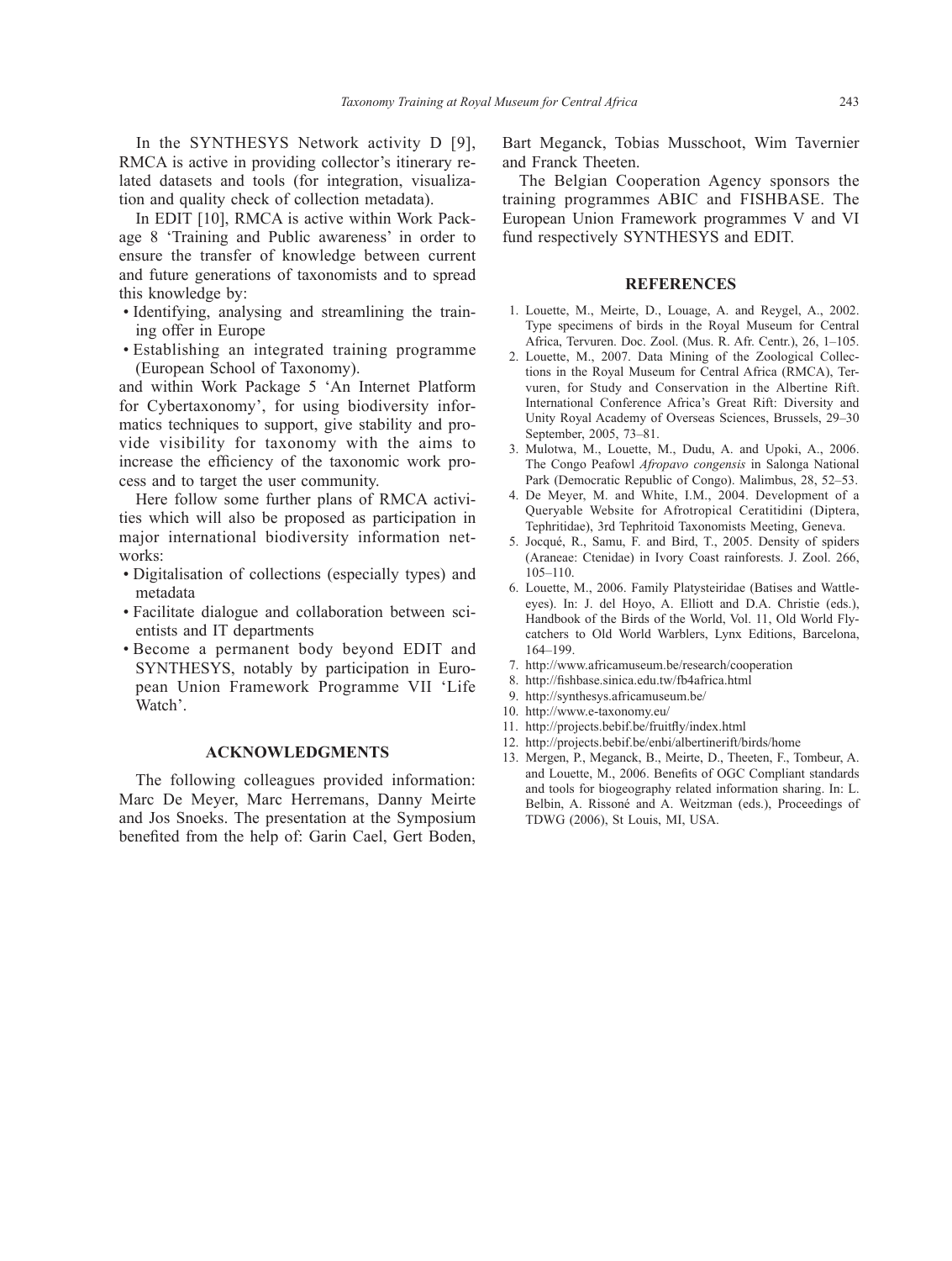In the SYNTHESYS Network activity D [9], RMCA is active in providing collector's itinerary related datasets and tools (for integration, visualization and quality check of collection metadata).

In EDIT [10], RMCA is active within Work Package 8 'Training and Public awareness' in order to ensure the transfer of knowledge between current and future generations of taxonomists and to spread this knowledge by:

- Identifying, analysing and streamlining the training offer in Europe
- Establishing an integrated training programme (European School of Taxonomy).

and within Work Package 5 'An Internet Platform for Cybertaxonomy', for using biodiversity informatics techniques to support, give stability and provide visibility for taxonomy with the aims to increase the efficiency of the taxonomic work process and to target the user community.

Here follow some further plans of RMCA activities which will also be proposed as participation in major international biodiversity information networks:

- Digitalisation of collections (especially types) and metadata
- Facilitate dialogue and collaboration between scientists and IT departments
- Become a permanent body beyond EDIT and SYNTHESYS, notably by participation in European Union Framework Programme VII 'Life Watch'.

## ACKNOWLEDGMENTS

The following colleagues provided information: Marc De Meyer, Marc Herremans, Danny Meirte and Jos Snoeks. The presentation at the Symposium benefited from the help of: Garin Cael, Gert Boden, Bart Meganck, Tobias Musschoot, Wim Tavernier and Franck Theeten.

The Belgian Cooperation Agency sponsors the training programmes ABIC and FISHBASE. The European Union Framework programmes V and VI fund respectively SYNTHESYS and EDIT.

## REFERENCES

1. Louette, M., Meirte, D., Louage, A. and Reygel, A., 2002. Type specimens of birds in the Royal Museum for Central Africa, Tervuren. Doc. Zool. (Mus. R. Afr. Centr.), 26, 1–105.
2. Louette, M., 2007. Data Mining of the Zoological Collections in the Royal Museum for Central Africa (RMCA), Tervuren, for Study and Conservation in the Albertine Rift. International Conference Africa's Great Rift: Diversity and Unity Royal Academy of Overseas Sciences, Brussels, 29–30 September, 2005, 73–81.
3. Mulotwa, M., Louette, M., Dudu, A. and Upoki, A., 2006. The Congo Peafowl *Afropavo congensis* in Salonga National Park (Democratic Republic of Congo). Malimbus, 28, 52–53.
4. De Meyer, M. and White, I.M., 2004. Development of a Queryable Website for Afrotropical Ceratitidini (Diptera, Tephritidae), 3rd Tephritoid Taxonomists Meeting, Geneva.
5. Jocqué, R., Samu, F. and Bird, T., 2005. Density of spiders (Araneae: Ctenidae) in Ivory Coast rainforests. J. Zool. 266, 105–110.
6. Louette, M., 2006. Family Platysteiridae (Batises and Wattle-eyes). In: J. del Hoyo, A. Elliott and D.A. Christie (eds.), Handbook of the Birds of the World, Vol. 11, Old World Flycatchers to Old World Warblers, Lynx Editions, Barcelona, 164–199.
7. http://www.africamuseum.be/research/cooperation
8. http://fishbase.sinica.edu.tw/fb4africa.html
9. http://synthesys.africamuseum.be/
10. http://www.e-taxonomy.eu/
11. http://projects.bebif.be/fruitfly/index.html
12. http://projects.bebif.be/enbi/albertinerift/birds/home
13. Mergen, P., Meganck, B., Meirte, D., Theeten, F., Tombeur, A. and Louette, M., 2006. Benefits of OGC Compliant standards and tools for biogeography related information sharing. In: L. Belbin, A. Rissoné and A. Weitzman (eds.), Proceedings of TDWG (2006), St Louis, MI, USA.